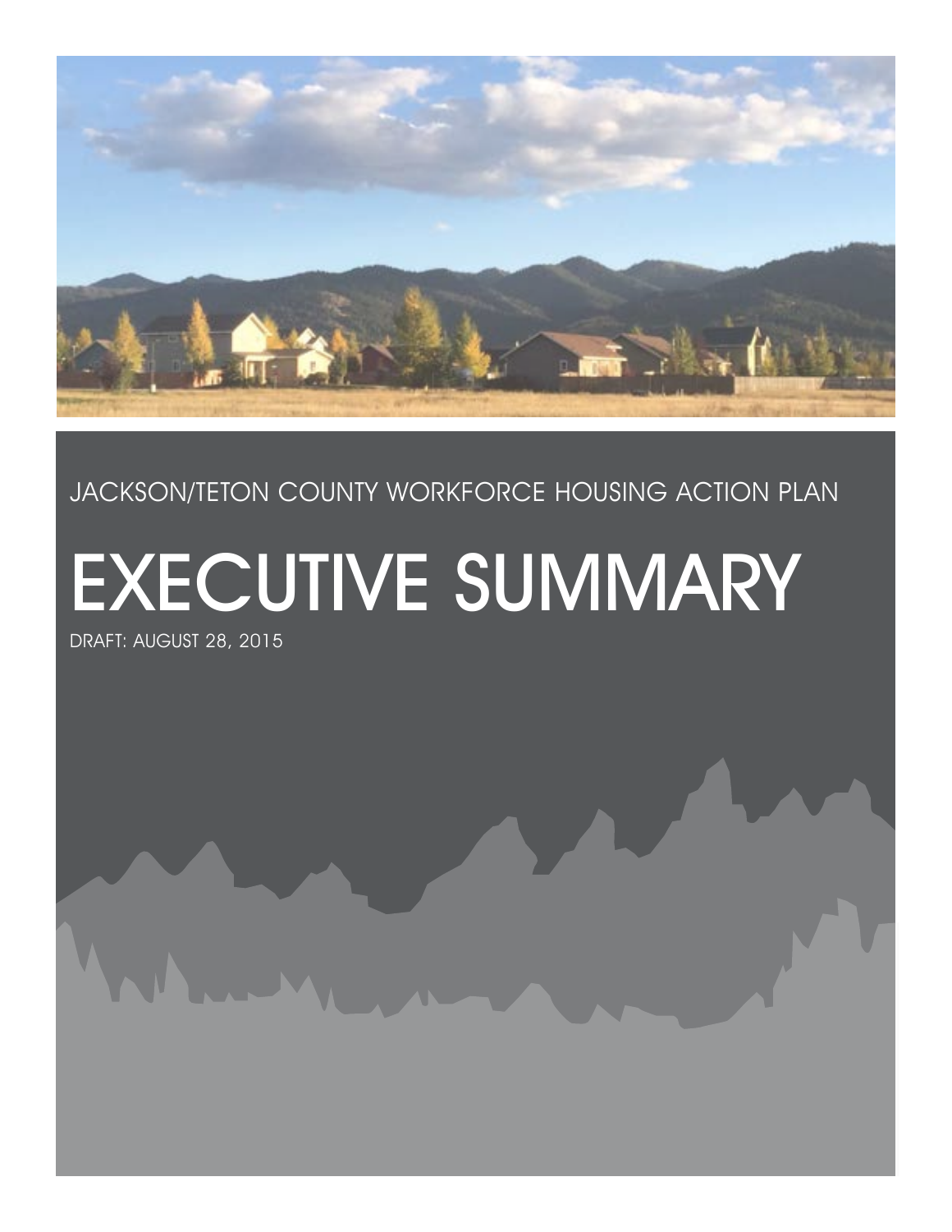JACKSON/TETON COUNTY WORKFORCE HOUSING ACTION PLAN

# EXECUTIVE SUMMARY

DRAFT: AUGUST 28, 2015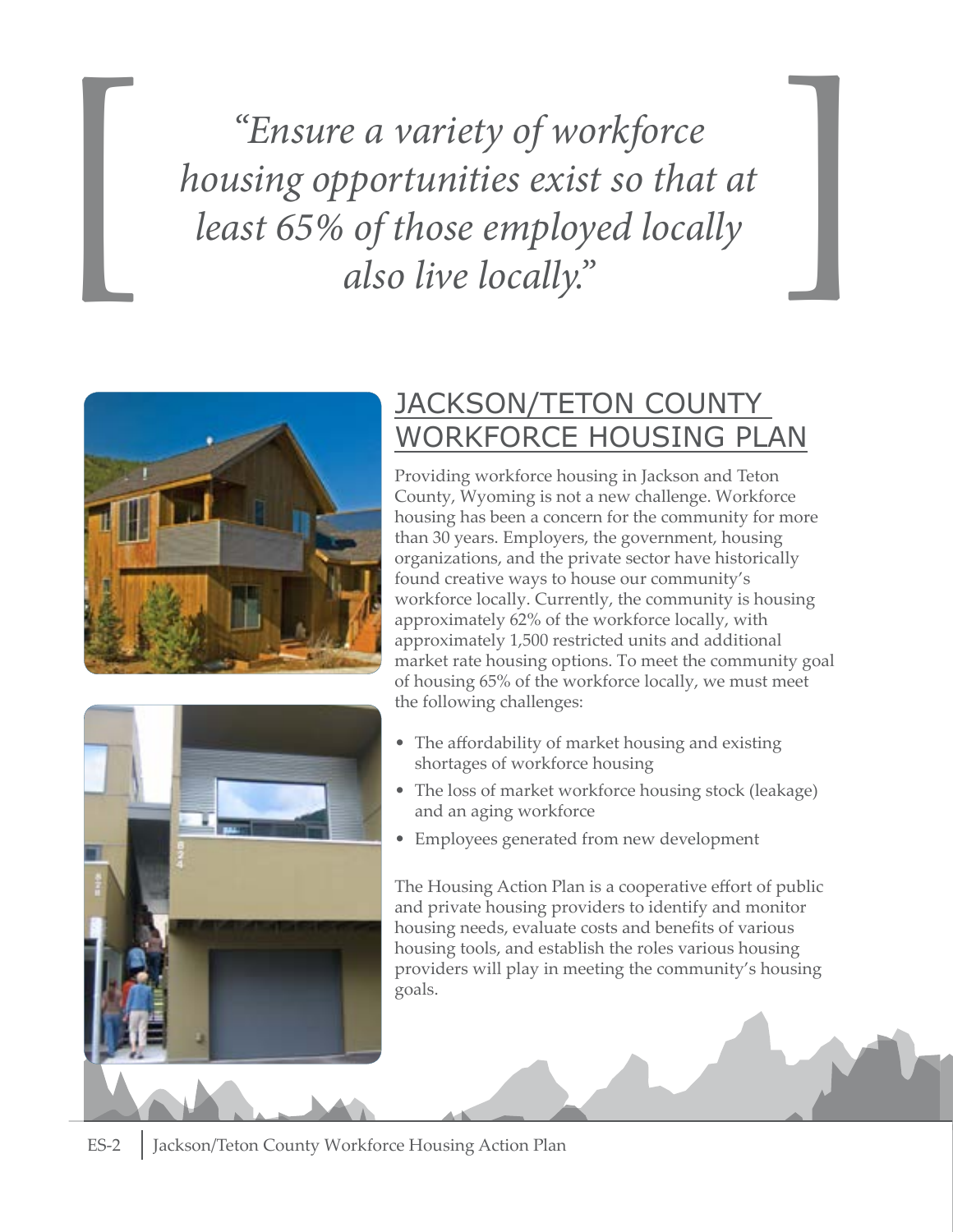*"Ensure a variety of workforce housing opportunities exist so that at least 65% of those employed locally also live locally."*

## JACKSON/TETON COUNTY WORKFORCE HOUSING PLAN

Providing workforce housing in Jackson and Teton County, Wyoming is not a new challenge. Workforce housing has been a concern for the community for more than 30 years. Employers, the government, housing organizations, and the private sector have historically found creative ways to house our community's workforce locally. Currently, the community is housing approximately 62% of the workforce locally, with approximately 1,500 restricted units and additional market rate housing options. To meet the community goal of housing 65% of the workforce locally, we must meet the following challenges:

- The affordability of market housing and existing shortages of workforce housing
- The loss of market workforce housing stock (leakage) and an aging workforce
- Employees generated from new development

The Housing Action Plan is a cooperative effort of public and private housing providers to identify and monitor housing needs, evaluate costs and benefits of various housing tools, and establish the roles various housing providers will play in meeting the community's housing goals.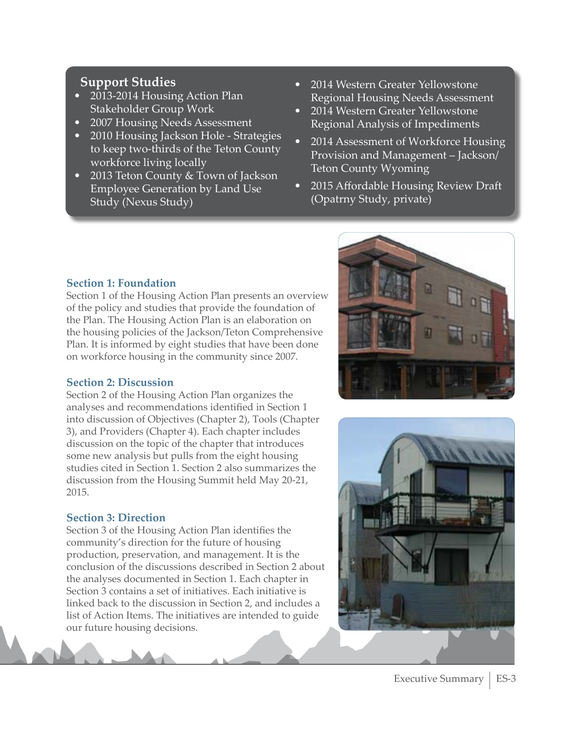## Support Studies

- 2013-2014 Housing Action Plan Stakeholder Group Work
- 2007 Housing Needs Assessment
- 2010 Housing Jackson Hole - Strategies to keep two-thirds of the Teton County workforce living locally
- 2013 Teton County & Town of Jackson Employee Generation by Land Use Study (Nexus Study)
- 2014 Western Greater Yellowstone Regional Housing Needs Assessment
- 2014 Western Greater Yellowstone Regional Analysis of Impediments
- 2014 Assessment of Workforce Housing Provision and Management – Jackson/ Teton County Wyoming
- 2015 Affordable Housing Review Draft (Opatrny Study, private)

### Section 1: Foundation

Section 1 of the Housing Action Plan presents an overview of the policy and studies that provide the foundation of the Plan. The Housing Action Plan is an elaboration on the housing policies of the Jackson/Teton Comprehensive Plan. It is informed by eight studies that have been done on workforce housing in the community since 2007.

### Section 2: Discussion

Section 2 of the Housing Action Plan organizes the analyses and recommendations identified in Section 1 into discussion of Objectives (Chapter 2), Tools (Chapter 3), and Providers (Chapter 4). Each chapter includes discussion on the topic of the chapter that introduces some new analysis but pulls from the eight housing studies cited in Section 1. Section 2 also summarizes the discussion from the Housing Summit held May 20-21, 2015.

### Section 3: Direction

Section 3 of the Housing Action Plan identifies the community's direction for the future of housing production, preservation, and management. It is the conclusion of the discussions described in Section 2 about the analyses documented in Section 1. Each chapter in Section 3 contains a set of initiatives. Each initiative is linked back to the discussion in Section 2, and includes a list of Action Items. The initiatives are intended to guide our future housing decisions.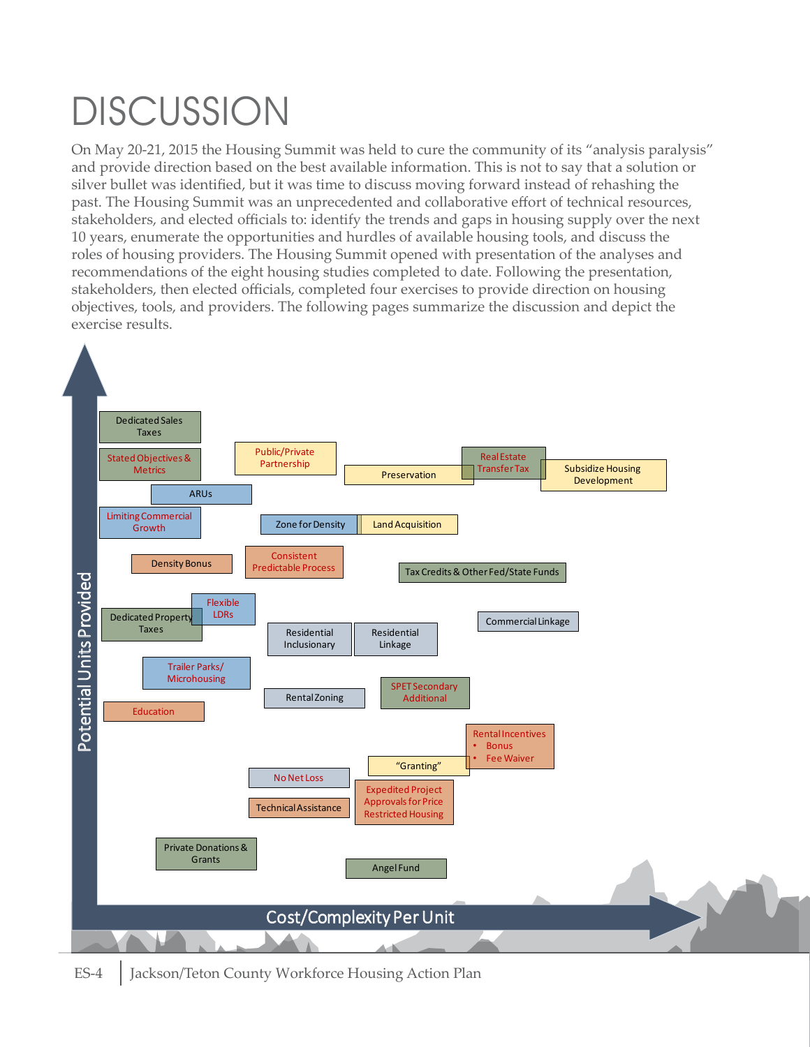# DISCUSSION

On May 20-21, 2015 the Housing Summit was held to cure the community of its "analysis paralysis" and provide direction based on the best available information. This is not to say that a solution or silver bullet was identified, but it was time to discuss moving forward instead of rehashing the past. The Housing Summit was an unprecedented and collaborative effort of technical resources, stakeholders, and elected officials to: identify the trends and gaps in housing supply over the next 10 years, enumerate the opportunities and hurdles of available housing tools, and discuss the roles of housing providers. The Housing Summit opened with presentation of the analyses and recommendations of the eight housing studies completed to date. Following the presentation, stakeholders, then elected officials, completed four exercises to provide direction on housing objectives, tools, and providers. The following pages summarize the discussion and depict the exercise results.

Potential Units Provided

Dedicated Sales Taxes

Stated Objectives & Metrics

Public/Private Partnership

Preservation

Real Estate Transfer Tax

Subsidize Housing Development

ARUs

Limiting Commercial Growth

Zone for Density

Land Acquisition

Density Bonus

Consistent Predictable Process

Tax Credits & Other Fed/State Funds

Dedicated Property Taxes

Flexible LDRs

Residential Inclusionary

Residential Linkage

Commercial Linkage

Trailer Parks/ Microhousing

Rental Zoning

SPET Secondary Additional

Education

Rental Incentives
- Bonus
- Fee Waiver

"Granting"

No Net Loss

Technical Assistance

Expedited Project Approvals for Price Restricted Housing

Private Donations & Grants

Angel Fund

Cost/Complexity Per Unit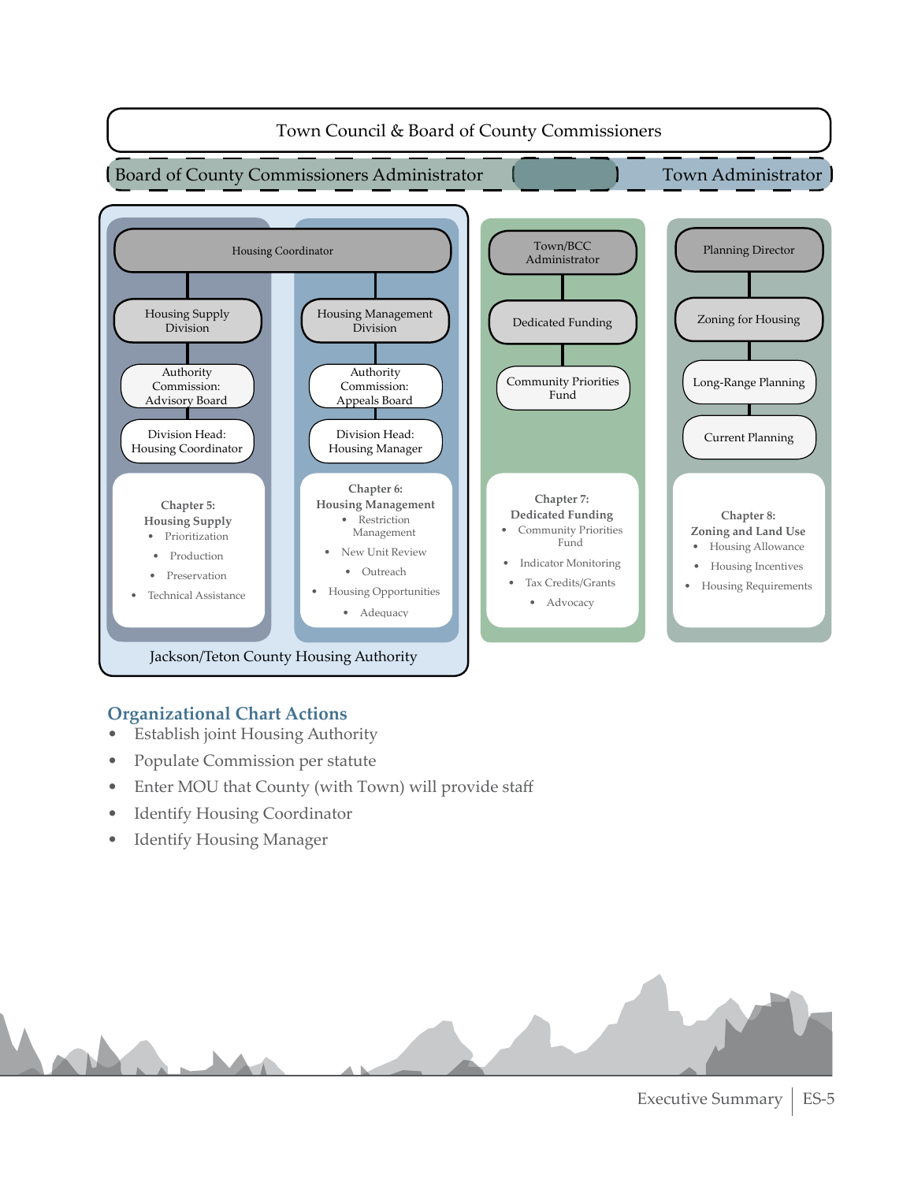Town Council & Board of County Commissioners

Board of County Commissioners Administrator | Town Administrator

**Jackson/Teton County Housing Authority**

Housing Coordinator

- Housing Supply Division
  - Authority Commission: Advisory Board
  - Division Head: Housing Coordinator
  - **Chapter 5: Housing Supply**
    - Prioritization
    - Production
    - Preservation
    - Technical Assistance
- Housing Management Division
  - Authority Commission: Appeals Board
  - Division Head: Housing Manager
  - **Chapter 6: Housing Management**
    - Restriction Management
    - New Unit Review
    - Outreach
    - Housing Opportunities
    - Adequacy

Town/BCC Administrator

- Dedicated Funding
  - Community Priorities Fund
  - **Chapter 7: Dedicated Funding**
    - Community Priorities Fund
    - Indicator Monitoring
    - Tax Credits/Grants
    - Advocacy

Planning Director

- Zoning for Housing
  - Long-Range Planning
  - Current Planning
  - **Chapter 8: Zoning and Land Use**
    - Housing Allowance
    - Housing Incentives
    - Housing Requirements

## Organizational Chart Actions

- Establish joint Housing Authority
- Populate Commission per statute
- Enter MOU that County (with Town) will provide staff
- Identify Housing Coordinator
- Identify Housing Manager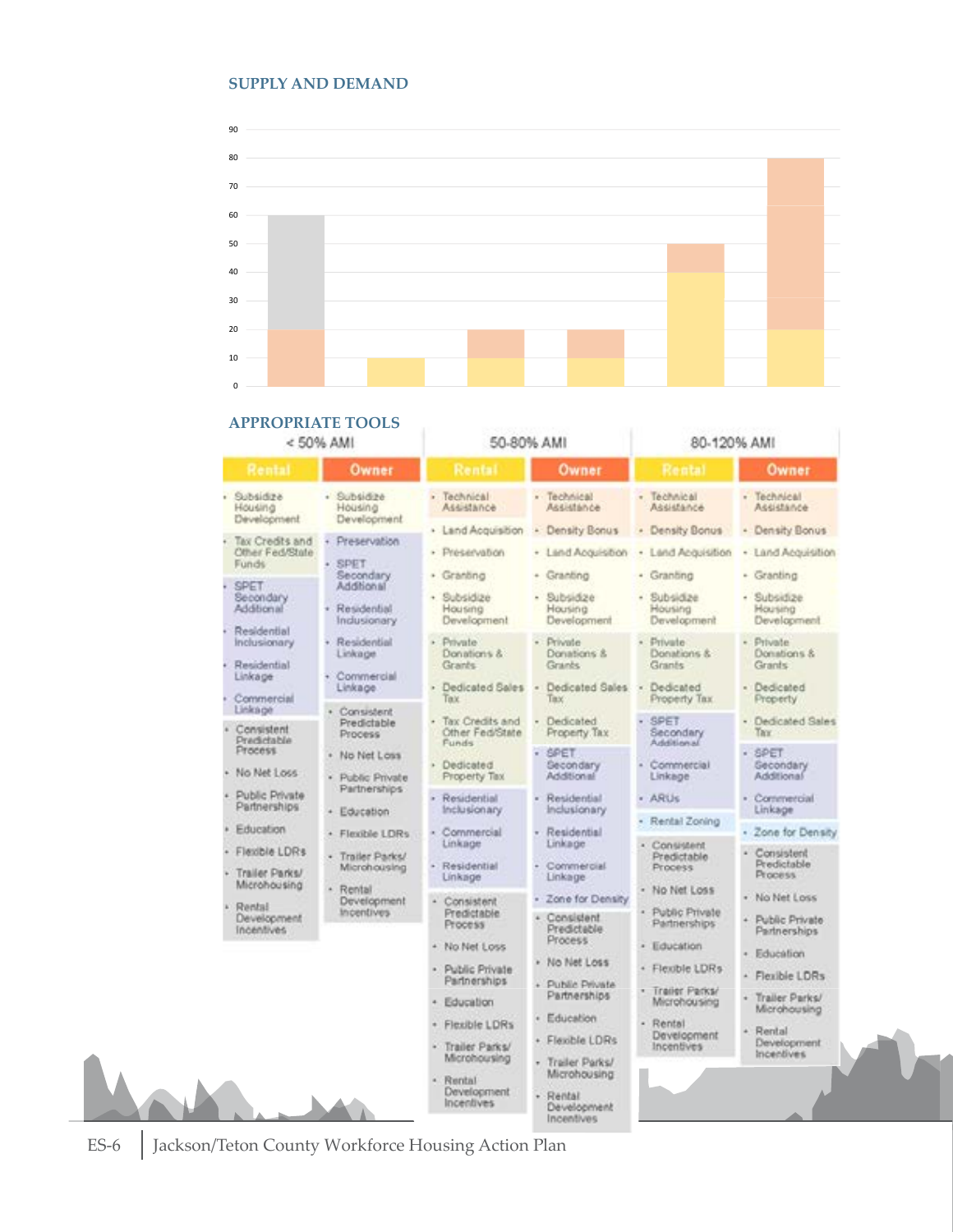## SUPPLY AND DEMAND

## APPROPRIATE TOOLS

| < 50% AMI | | 50-80% AMI | | 80-120% AMI | |
|---|---|---|---|---|---|
| Rental | Owner | Rental | Owner | Rental | Owner |
| • Subsidize Housing Development<br>• Tax Credits and Other Fed/State Funds<br>• SPET Secondary Additional<br>• Residential Inclusionary<br>• Residential Linkage<br>• Commercial Linkage<br>• Consistent Predictable Process<br>• No Net Loss<br>• Public Private Partnerships<br>• Education<br>• Flexible LDRs<br>• Trailer Parks/ Microhousing<br>• Rental Development Incentives | • Subsidize Housing Development<br>• Preservation<br>• SPET Secondary Additional<br>• Residential Inclusionary<br>• Residential Linkage<br>• Commercial Linkage<br>• Consistent Predictable Process<br>• No Net Loss<br>• Public Private Partnerships<br>• Education<br>• Flexible LDRs<br>• Trailer Parks/ Microhousing<br>• Rental Development Incentives | • Technical Assistance<br>• Land Acquisition<br>• Preservation<br>• Granting<br>• Subsidize Housing Development<br>• Private Donations & Grants<br>• Dedicated Sales Tax<br>• Tax Credits and Other Fed/State Funds<br>• Dedicated Property Tax<br>• Residential Inclusionary<br>• Commercial Linkage<br>• Residential Linkage<br>• Consistent Predictable Process<br>• No Net Loss<br>• Public Private Partnerships<br>• Education<br>• Flexible LDRs<br>• Trailer Parks/ Microhousing<br>• Rental Development Incentives | • Technical Assistance<br>• Density Bonus<br>• Land Acquisition<br>• Granting<br>• Subsidize Housing Development<br>• Private Donations & Grants<br>• Dedicated Sales Tax<br>• Dedicated Property Tax<br>• SPET Secondary Additional<br>• Residential Inclusionary<br>• Residential Linkage<br>• Commercial Linkage<br>• Zone for Density<br>• Consistent Predictable Process<br>• No Net Loss<br>• Public Private Partnerships<br>• Education<br>• Flexible LDRs<br>• Trailer Parks/ Microhousing<br>• Rental Development Incentives | • Technical Assistance<br>• Density Bonus<br>• Land Acquisition<br>• Granting<br>• Subsidize Housing Development<br>• Private Donations & Grants<br>• Dedicated Property Tax<br>• SPET Secondary Additional<br>• Commercial Linkage<br>• ARUs<br>• Rental Zoning<br>• Consistent Predictable Process<br>• No Net Loss<br>• Public Private Partnerships<br>• Education<br>• Flexible LDRs<br>• Trailer Parks/ Microhousing<br>• Rental Development Incentives | • Technical Assistance<br>• Density Bonus<br>• Land Acquisition<br>• Granting<br>• Subsidize Housing Development<br>• Private Donations & Grants<br>• Dedicated Property<br>• Dedicated Sales Tax<br>• SPET Secondary Additional<br>• Commercial Linkage<br>• Zone for Density<br>• Consistent Predictable Process<br>• No Net Loss<br>• Public Private Partnerships<br>• Education<br>• Flexible LDRs<br>• Trailer Parks/ Microhousing<br>• Rental Development Incentives |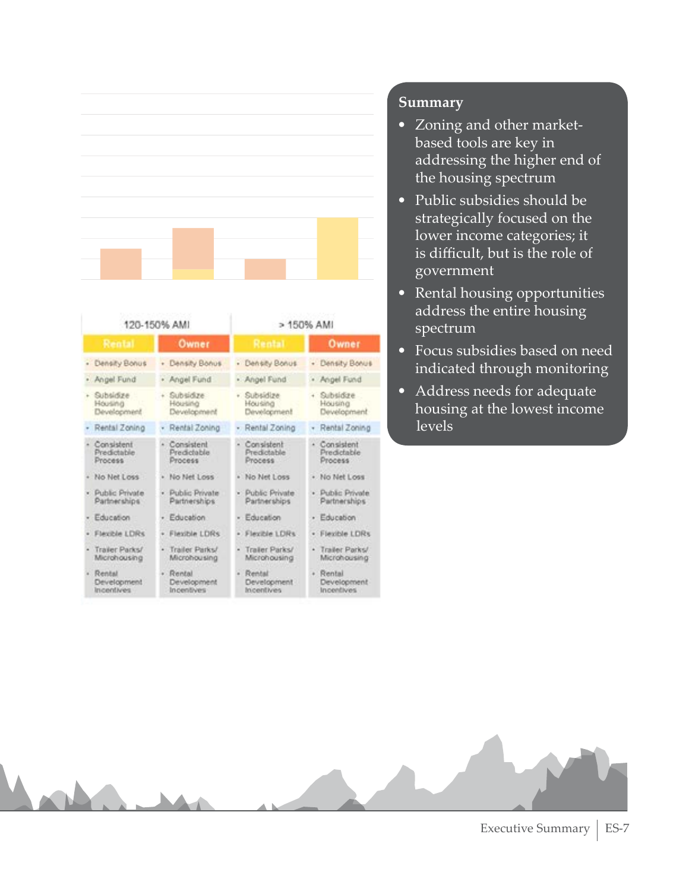| 120-150% AMI | | > 150% AMI | |
|---|---|---|---|
| Rental | Owner | Rental | Owner |
| • Density Bonus | • Density Bonus | • Density Bonus | • Density Bonus |
| • Angel Fund | • Angel Fund | • Angel Fund | • Angel Fund |
| • Subsidize Housing Development | • Subsidize Housing Development | • Subsidize Housing Development | • Subsidize Housing Development |
| • Rental Zoning | • Rental Zoning | • Rental Zoning | • Rental Zoning |
| • Consistent Predictable Process | • Consistent Predictable Process | • Consistent Predictable Process | • Consistent Predictable Process |
| • No Net Loss | • No Net Loss | • No Net Loss | • No Net Loss |
| • Public Private Partnerships | • Public Private Partnerships | • Public Private Partnerships | • Public Private Partnerships |
| • Education | • Education | • Education | • Education |
| • Flexible LDRs | • Flexible LDRs | • Flexible LDRs | • Flexible LDRs |
| • Trailer Parks/ Microhousing | • Trailer Parks/ Microhousing | • Trailer Parks/ Microhousing | • Trailer Parks/ Microhousing |
| • Rental Development Incentives | • Rental Development Incentives | • Rental Development Incentives | • Rental Development Incentives |

**Summary**

- Zoning and other market-based tools are key in addressing the higher end of the housing spectrum
- Public subsidies should be strategically focused on the lower income categories; it is difficult, but is the role of government
- Rental housing opportunities address the entire housing spectrum
- Focus subsidies based on need indicated through monitoring
- Address needs for adequate housing at the lowest income levels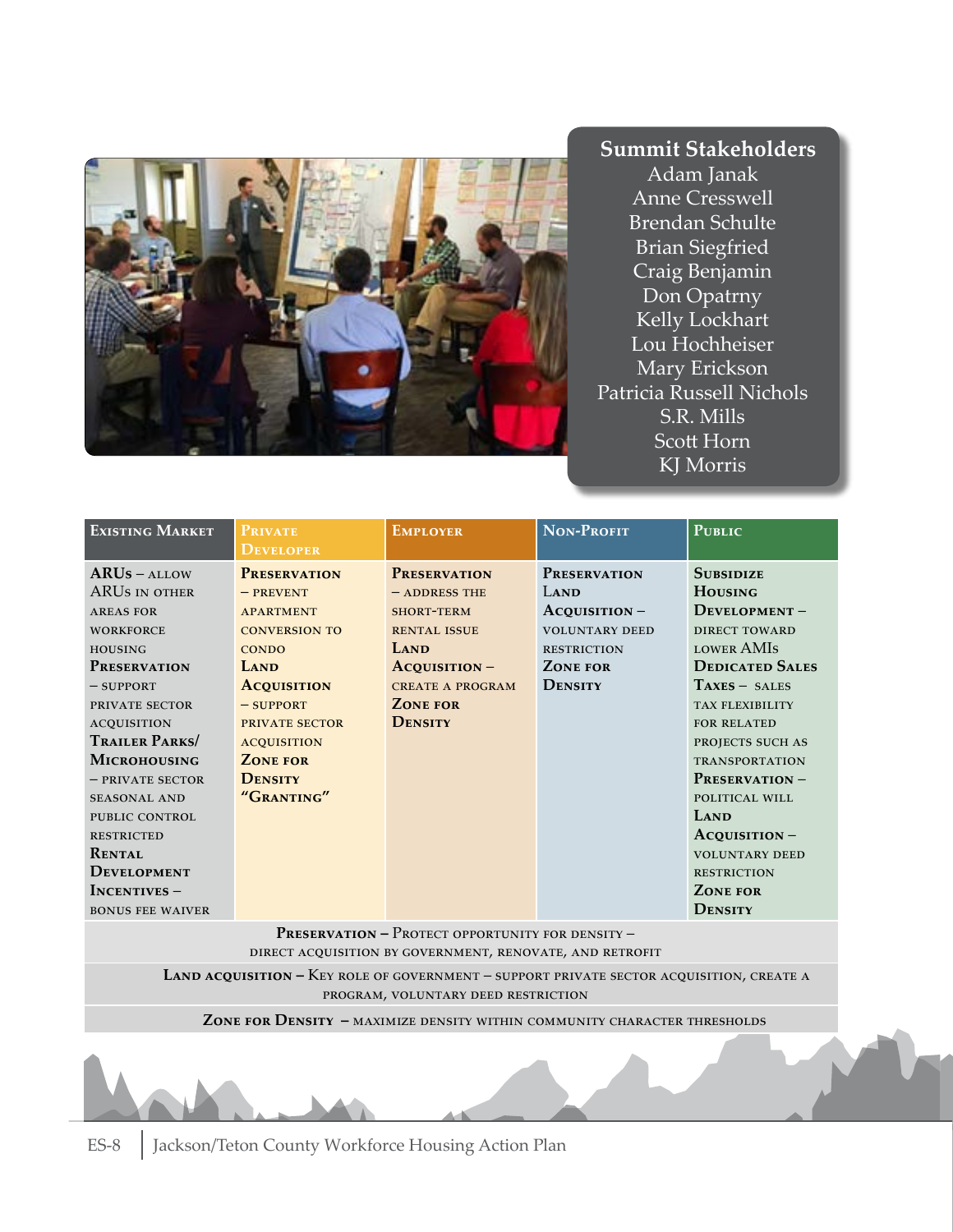## Summit Stakeholders

Adam Janak
Anne Cresswell
Brendan Schulte
Brian Siegfried
Craig Benjamin
Don Opatrny
Kelly Lockhart
Lou Hochheiser
Mary Erickson
Patricia Russell Nichols
S.R. Mills
Scott Horn
KJ Morris

| Existing Market | Private Developer | Employer | Non-Profit | Public |
|---|---|---|---|---|
| **ARUs** – allow ARUs in other areas for workforce housing<br>**Preservation** – support private sector acquisition<br>**Trailer Parks/ Microhousing** – private sector seasonal and public control restricted<br>**Rental Development Incentives** – bonus fee waiver | **Preservation** – prevent apartment conversion to condo<br>**Land Acquisition** – support private sector acquisition<br>**Zone for Density**<br>**"Granting"** | **Preservation** – address the short-term rental issue<br>**Land Acquisition** – create a program<br>**Zone for Density** | **Preservation**<br>**Land Acquisition** – voluntary deed restriction<br>**Zone for Density** | **Subsidize Housing Development** – direct toward lower AMIs<br>**Dedicated Sales Taxes** – sales tax flexibility for related projects such as transportation<br>**Preservation** – political will<br>**Land Acquisition** – voluntary deed restriction<br>**Zone for Density** |

**Preservation** – Protect opportunity for density – direct acquisition by government, renovate, and retrofit

**Land acquisition** – Key role of government – support private sector acquisition, create a program, voluntary deed restriction

**Zone for Density** – maximize density within community character thresholds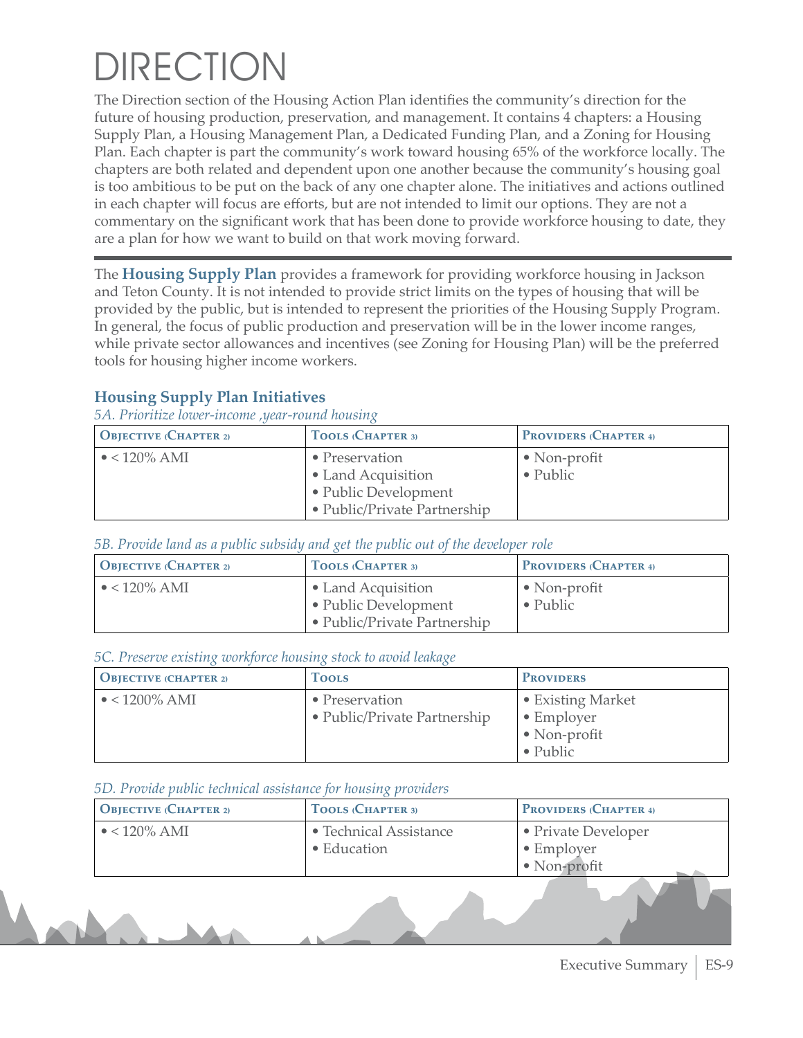# DIRECTION

The Direction section of the Housing Action Plan identifies the community's direction for the future of housing production, preservation, and management. It contains 4 chapters: a Housing Supply Plan, a Housing Management Plan, a Dedicated Funding Plan, and a Zoning for Housing Plan. Each chapter is part the community's work toward housing 65% of the workforce locally. The chapters are both related and dependent upon one another because the community's housing goal is too ambitious to be put on the back of any one chapter alone. The initiatives and actions outlined in each chapter will focus are efforts, but are not intended to limit our options. They are not a commentary on the significant work that has been done to provide workforce housing to date, they are a plan for how we want to build on that work moving forward.

---

The **Housing Supply Plan** provides a framework for providing workforce housing in Jackson and Teton County. It is not intended to provide strict limits on the types of housing that will be provided by the public, but is intended to represent the priorities of the Housing Supply Program. In general, the focus of public production and preservation will be in the lower income ranges, while private sector allowances and incentives (see Zoning for Housing Plan) will be the preferred tools for housing higher income workers.

## Housing Supply Plan Initiatives

*5A. Prioritize lower-income ,year-round housing*

| Objective (Chapter 2) | Tools (Chapter 3) | Providers (Chapter 4) |
|---|---|---|
| • < 120% AMI | • Preservation<br>• Land Acquisition<br>• Public Development<br>• Public/Private Partnership | • Non-profit<br>• Public |

*5B. Provide land as a public subsidy and get the public out of the developer role*

| Objective (Chapter 2) | Tools (Chapter 3) | Providers (Chapter 4) |
|---|---|---|
| • < 120% AMI | • Land Acquisition<br>• Public Development<br>• Public/Private Partnership | • Non-profit<br>• Public |

*5C. Preserve existing workforce housing stock to avoid leakage*

| Objective (chapter 2) | Tools | Providers |
|---|---|---|
| • < 1200% AMI | • Preservation<br>• Public/Private Partnership | • Existing Market<br>• Employer<br>• Non-profit<br>• Public |

*5D. Provide public technical assistance for housing providers*

| Objective (Chapter 2) | Tools (Chapter 3) | Providers (Chapter 4) |
|---|---|---|
| • < 120% AMI | • Technical Assistance<br>• Education | • Private Developer<br>• Employer<br>• Non-profit |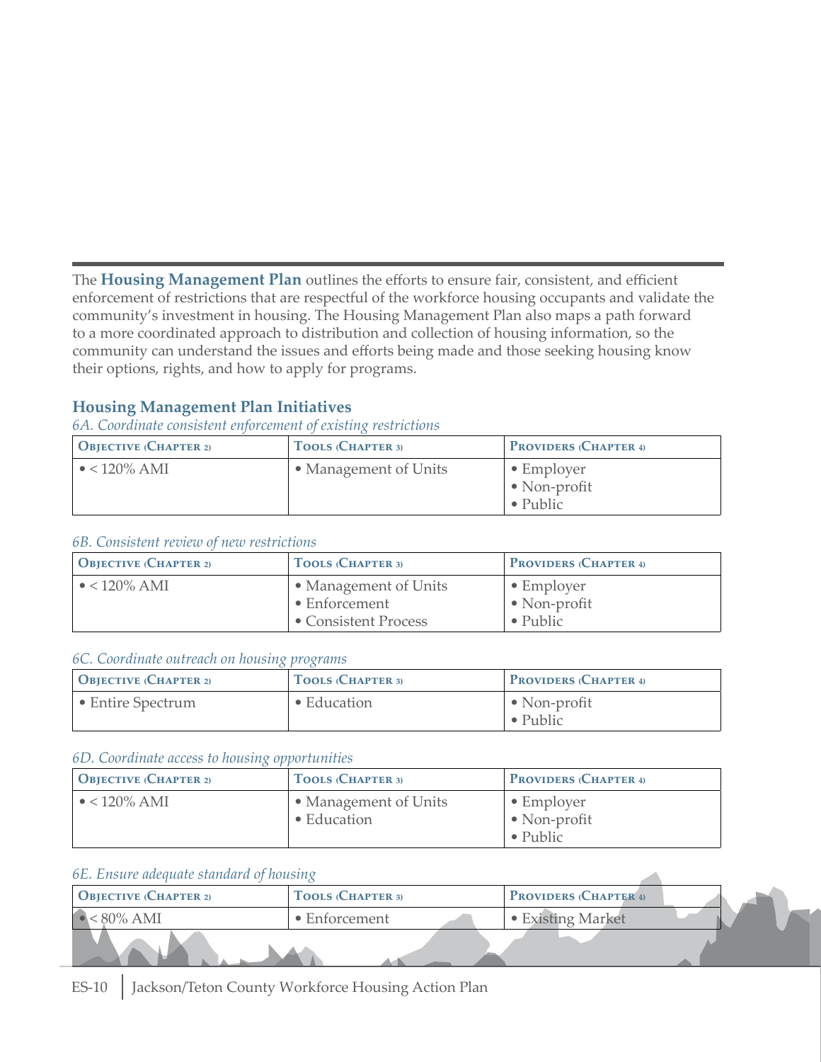The **Housing Management Plan** outlines the efforts to ensure fair, consistent, and efficient enforcement of restrictions that are respectful of the workforce housing occupants and validate the community's investment in housing. The Housing Management Plan also maps a path forward to a more coordinated approach to distribution and collection of housing information, so the community can understand the issues and efforts being made and those seeking housing know their options, rights, and how to apply for programs.

### Housing Management Plan Initiatives

*6A. Coordinate consistent enforcement of existing restrictions*

| Objective (Chapter 2) | Tools (Chapter 3) | Providers (Chapter 4) |
|---|---|---|
| • < 120% AMI | • Management of Units | • Employer<br>• Non-profit<br>• Public |

*6B. Consistent review of new restrictions*

| Objective (Chapter 2) | Tools (Chapter 3) | Providers (Chapter 4) |
|---|---|---|
| • < 120% AMI | • Management of Units<br>• Enforcement<br>• Consistent Process | • Employer<br>• Non-profit<br>• Public |

*6C. Coordinate outreach on housing programs*

| Objective (Chapter 2) | Tools (Chapter 3) | Providers (Chapter 4) |
|---|---|---|
| • Entire Spectrum | • Education | • Non-profit<br>• Public |

*6D. Coordinate access to housing opportunities*

| Objective (Chapter 2) | Tools (Chapter 3) | Providers (Chapter 4) |
|---|---|---|
| • < 120% AMI | • Management of Units<br>• Education | • Employer<br>• Non-profit<br>• Public |

*6E. Ensure adequate standard of housing*

| Objective (Chapter 2) | Tools (Chapter 3) | Providers (Chapter 4) |
|---|---|---|
| • < 80% AMI | • Enforcement | • Existing Market |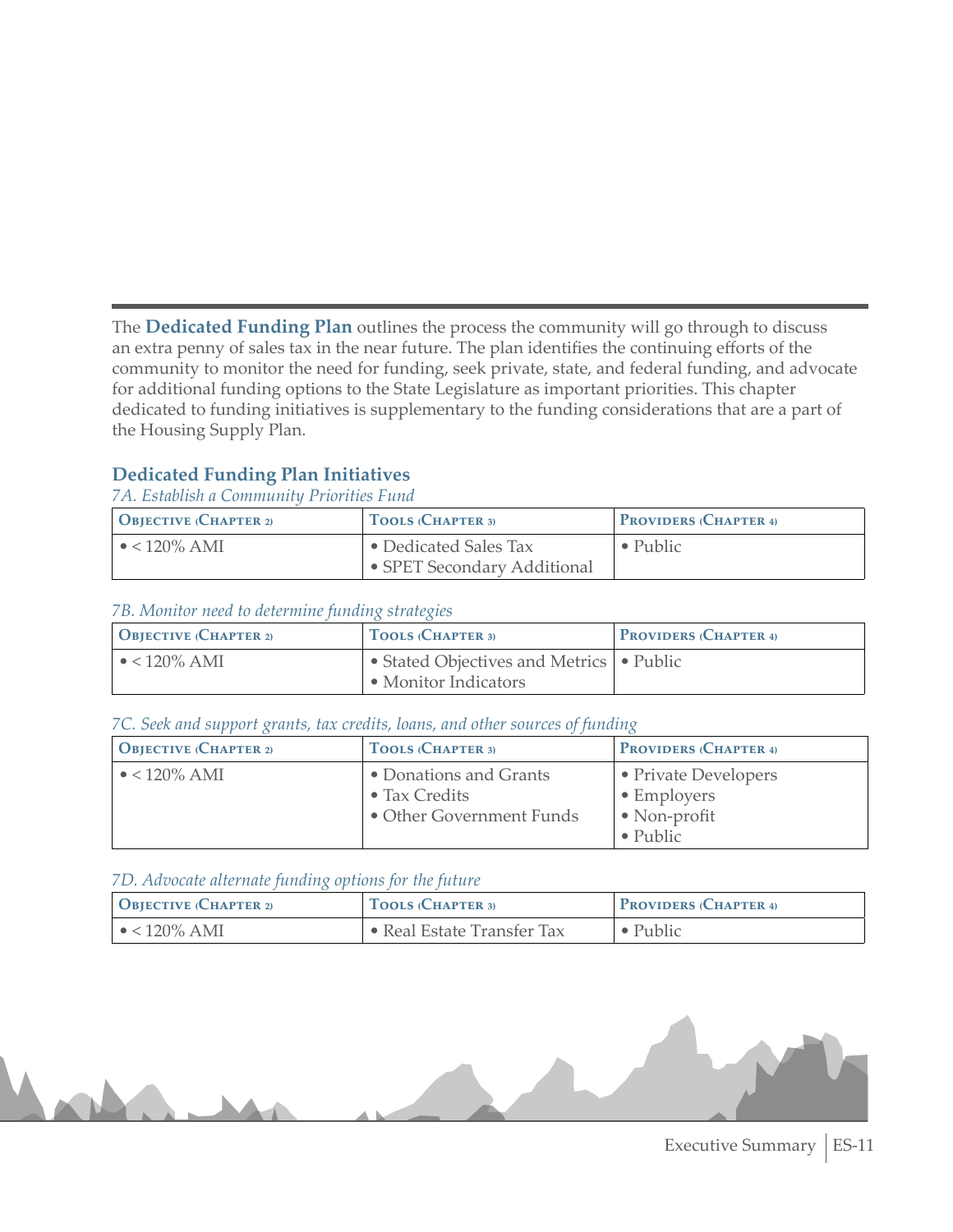The **Dedicated Funding Plan** outlines the process the community will go through to discuss an extra penny of sales tax in the near future. The plan identifies the continuing efforts of the community to monitor the need for funding, seek private, state, and federal funding, and advocate for additional funding options to the State Legislature as important priorities. This chapter dedicated to funding initiatives is supplementary to the funding considerations that are a part of the Housing Supply Plan.

## Dedicated Funding Plan Initiatives

*7A. Establish a Community Priorities Fund*

| Objective (Chapter 2) | Tools (Chapter 3) | Providers (Chapter 4) |
|---|---|---|
| • < 120% AMI | • Dedicated Sales Tax<br>• SPET Secondary Additional | • Public |

*7B. Monitor need to determine funding strategies*

| Objective (Chapter 2) | Tools (Chapter 3) | Providers (Chapter 4) |
|---|---|---|
| • < 120% AMI | • Stated Objectives and Metrics<br>• Monitor Indicators | • Public |

*7C. Seek and support grants, tax credits, loans, and other sources of funding*

| Objective (Chapter 2) | Tools (Chapter 3) | Providers (Chapter 4) |
|---|---|---|
| • < 120% AMI | • Donations and Grants<br>• Tax Credits<br>• Other Government Funds | • Private Developers<br>• Employers<br>• Non-profit<br>• Public |

*7D. Advocate alternate funding options for the future*

| Objective (Chapter 2) | Tools (Chapter 3) | Providers (Chapter 4) |
|---|---|---|
| • < 120% AMI | • Real Estate Transfer Tax | • Public |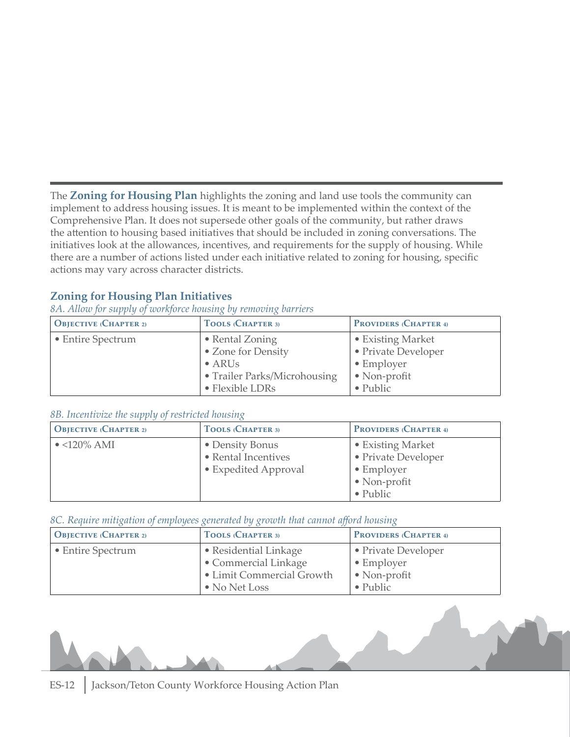The **Zoning for Housing Plan** highlights the zoning and land use tools the community can implement to address housing issues. It is meant to be implemented within the context of the Comprehensive Plan. It does not supersede other goals of the community, but rather draws the attention to housing based initiatives that should be included in zoning conversations. The initiatives look at the allowances, incentives, and requirements for the supply of housing. While there are a number of actions listed under each initiative related to zoning for housing, specific actions may vary across character districts.

## Zoning for Housing Plan Initiatives

*8A. Allow for supply of workforce housing by removing barriers*

| Objective (Chapter 2) | Tools (Chapter 3) | Providers (Chapter 4) |
|---|---|---|
| • Entire Spectrum | • Rental Zoning<br>• Zone for Density<br>• ARUs<br>• Trailer Parks/Microhousing<br>• Flexible LDRs | • Existing Market<br>• Private Developer<br>• Employer<br>• Non-profit<br>• Public |

*8B. Incentivize the supply of restricted housing*

| Objective (Chapter 2) | Tools (Chapter 3) | Providers (Chapter 4) |
|---|---|---|
| • <120% AMI | • Density Bonus<br>• Rental Incentives<br>• Expedited Approval | • Existing Market<br>• Private Developer<br>• Employer<br>• Non-profit<br>• Public |

*8C. Require mitigation of employees generated by growth that cannot afford housing*

| Objective (Chapter 2) | Tools (Chapter 3) | Providers (Chapter 4) |
|---|---|---|
| • Entire Spectrum | • Residential Linkage<br>• Commercial Linkage<br>• Limit Commercial Growth<br>• No Net Loss | • Private Developer<br>• Employer<br>• Non-profit<br>• Public |